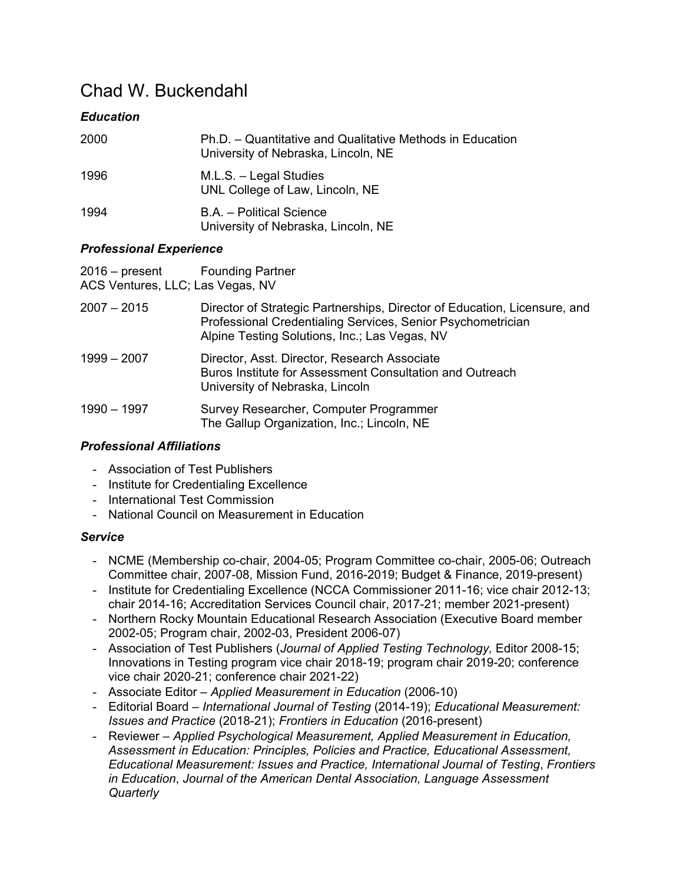# Chad W. Buckendahl

### *Education*

2000 Ph.D. – Quantitative and Qualitative Methods in Education
University of Nebraska, Lincoln, NE

1996 M.L.S. – Legal Studies
UNL College of Law, Lincoln, NE

1994 B.A. – Political Science
University of Nebraska, Lincoln, NE

### *Professional Experience*

2016 – present Founding Partner
ACS Ventures, LLC; Las Vegas, NV

2007 – 2015 Director of Strategic Partnerships, Director of Education, Licensure, and Professional Credentialing Services, Senior Psychometrician
Alpine Testing Solutions, Inc.; Las Vegas, NV

1999 – 2007 Director, Asst. Director, Research Associate
Buros Institute for Assessment Consultation and Outreach
University of Nebraska, Lincoln

1990 – 1997 Survey Researcher, Computer Programmer
The Gallup Organization, Inc.; Lincoln, NE

### *Professional Affiliations*

- Association of Test Publishers
- Institute for Credentialing Excellence
- International Test Commission
- National Council on Measurement in Education

### *Service*

- NCME (Membership co-chair, 2004-05; Program Committee co-chair, 2005-06; Outreach Committee chair, 2007-08, Mission Fund, 2016-2019; Budget & Finance, 2019-present)
- Institute for Credentialing Excellence (NCCA Commissioner 2011-16; vice chair 2012-13; chair 2014-16; Accreditation Services Council chair, 2017-21; member 2021-present)
- Northern Rocky Mountain Educational Research Association (Executive Board member 2002-05; Program chair, 2002-03, President 2006-07)
- Association of Test Publishers (*Journal of Applied Testing Technology,* Editor 2008-15; Innovations in Testing program vice chair 2018-19; program chair 2019-20; conference vice chair 2020-21; conference chair 2021-22)
- Associate Editor – *Applied Measurement in Education* (2006-10)
- Editorial Board – *International Journal of Testing* (2014-19); *Educational Measurement: Issues and Practice* (2018-21); *Frontiers in Education* (2016-present)
- Reviewer – *Applied Psychological Measurement, Applied Measurement in Education, Assessment in Education: Principles, Policies and Practice, Educational Assessment, Educational Measurement: Issues and Practice, International Journal of Testing*, *Frontiers in Education*, *Journal of the American Dental Association, Language Assessment Quarterly*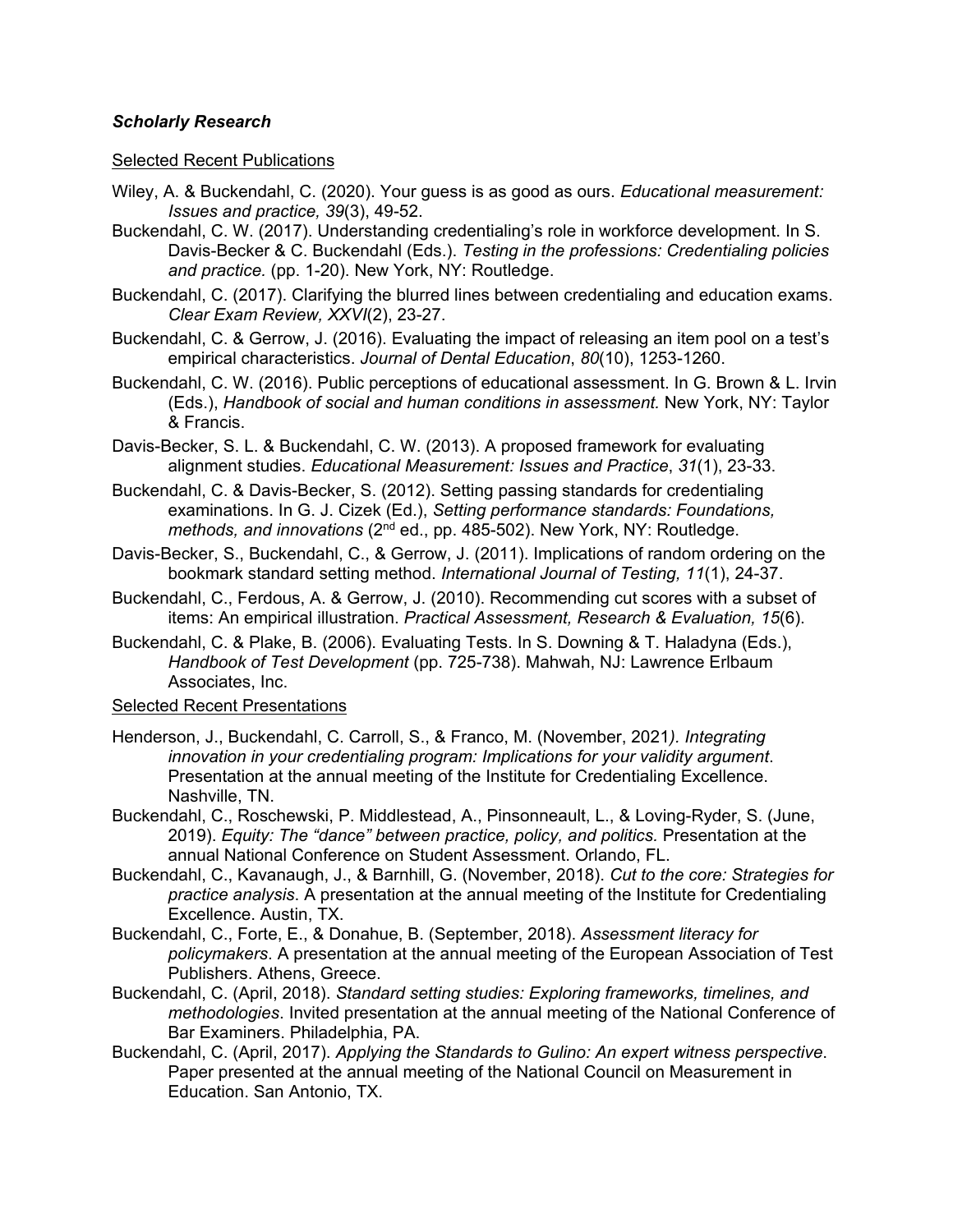### ***Scholarly Research***

Selected Recent Publications

Wiley, A. & Buckendahl, C. (2020). Your guess is as good as ours. *Educational measurement: Issues and practice, 39*(3), 49-52.

Buckendahl, C. W. (2017). Understanding credentialing's role in workforce development. In S. Davis-Becker & C. Buckendahl (Eds.). *Testing in the professions: Credentialing policies and practice.* (pp. 1-20). New York, NY: Routledge.

Buckendahl, C. (2017). Clarifying the blurred lines between credentialing and education exams. *Clear Exam Review, XXVI*(2), 23-27.

Buckendahl, C. & Gerrow, J. (2016). Evaluating the impact of releasing an item pool on a test's empirical characteristics. *Journal of Dental Education*, *80*(10), 1253-1260.

Buckendahl, C. W. (2016). Public perceptions of educational assessment. In G. Brown & L. Irvin (Eds.), *Handbook of social and human conditions in assessment.* New York, NY: Taylor & Francis.

Davis-Becker, S. L. & Buckendahl, C. W. (2013). A proposed framework for evaluating alignment studies. *Educational Measurement: Issues and Practice*, *31*(1), 23-33.

Buckendahl, C. & Davis-Becker, S. (2012). Setting passing standards for credentialing examinations. In G. J. Cizek (Ed.), *Setting performance standards: Foundations, methods, and innovations* (2nd ed., pp. 485-502). New York, NY: Routledge.

Davis-Becker, S., Buckendahl, C., & Gerrow, J. (2011). Implications of random ordering on the bookmark standard setting method. *International Journal of Testing, 11*(1), 24-37.

Buckendahl, C., Ferdous, A. & Gerrow, J. (2010). Recommending cut scores with a subset of items: An empirical illustration. *Practical Assessment, Research & Evaluation, 15*(6).

Buckendahl, C. & Plake, B. (2006). Evaluating Tests. In S. Downing & T. Haladyna (Eds.), *Handbook of Test Development* (pp. 725-738). Mahwah, NJ: Lawrence Erlbaum Associates, Inc.

Selected Recent Presentations

Henderson, J., Buckendahl, C. Carroll, S., & Franco, M. (November, 2021*). Integrating innovation in your credentialing program: Implications for your validity argument*. Presentation at the annual meeting of the Institute for Credentialing Excellence. Nashville, TN.

Buckendahl, C., Roschewski, P. Middlestead, A., Pinsonneault, L., & Loving-Ryder, S. (June, 2019). *Equity: The "dance" between practice, policy, and politics.* Presentation at the annual National Conference on Student Assessment. Orlando, FL.

Buckendahl, C., Kavanaugh, J., & Barnhill, G. (November, 2018). *Cut to the core: Strategies for practice analysis*. A presentation at the annual meeting of the Institute for Credentialing Excellence. Austin, TX.

Buckendahl, C., Forte, E., & Donahue, B. (September, 2018). *Assessment literacy for policymakers*. A presentation at the annual meeting of the European Association of Test Publishers. Athens, Greece.

Buckendahl, C. (April, 2018). *Standard setting studies: Exploring frameworks, timelines, and methodologies*. Invited presentation at the annual meeting of the National Conference of Bar Examiners. Philadelphia, PA.

Buckendahl, C. (April, 2017). *Applying the Standards to Gulino: An expert witness perspective*. Paper presented at the annual meeting of the National Council on Measurement in Education. San Antonio, TX.